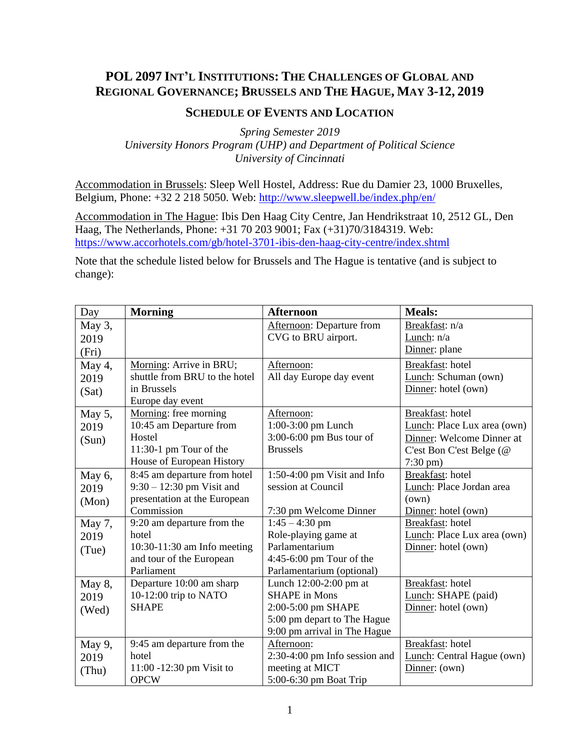# POL 2097 INT'L INSTITUTIONS: THE CHALLENGES OF GLOBAL AND REGIONAL GOVERNANCE; BRUSSELS AND THE HAGUE, MAY 3-12, 2019

## SCHEDULE OF EVENTS AND LOCATION

*Spring Semester 2019*
*University Honors Program (UHP) and Department of Political Science*
*University of Cincinnati*

Accommodation in Brussels: Sleep Well Hostel, Address: Rue du Damier 23, 1000 Bruxelles, Belgium, Phone: +32 2 218 5050. Web: http://www.sleepwell.be/index.php/en/

Accommodation in The Hague: Ibis Den Haag City Centre, Jan Hendrikstraat 10, 2512 GL, Den Haag, The Netherlands, Phone: +31 70 203 9001; Fax (+31)70/3184319. Web: https://www.accorhotels.com/gb/hotel-3701-ibis-den-haag-city-centre/index.shtml

Note that the schedule listed below for Brussels and The Hague is tentative (and is subject to change):

| Day | **Morning** | **Afternoon** | **Meals:** |
|---|---|---|---|
| May 3, 2019 (Fri) | | Afternoon: Departure from CVG to BRU airport. | Breakfast: n/a<br>Lunch: n/a<br>Dinner: plane |
| May 4, 2019 (Sat) | Morning: Arrive in BRU; shuttle from BRU to the hotel in Brussels<br>Europe day event | Afternoon:<br>All day Europe day event | Breakfast: hotel<br>Lunch: Schuman (own)<br>Dinner: hotel (own) |
| May 5, 2019 (Sun) | Morning: free morning<br>10:45 am Departure from Hostel<br>11:30-1 pm Tour of the House of European History | Afternoon:<br>1:00-3:00 pm Lunch<br>3:00-6:00 pm Bus tour of Brussels | Breakfast: hotel<br>Lunch: Place Lux area (own)<br>Dinner: Welcome Dinner at C'est Bon C'est Belge (@ 7:30 pm) |
| May 6, 2019 (Mon) | 8:45 am departure from hotel<br>9:30 – 12:30 pm Visit and presentation at the European Commission | 1:50-4:00 pm Visit and Info session at Council<br><br>7:30 pm Welcome Dinner | Breakfast: hotel<br>Lunch: Place Jordan area (own)<br>Dinner: hotel (own) |
| May 7, 2019 (Tue) | 9:20 am departure from the hotel<br>10:30-11:30 am Info meeting and tour of the European Parliament | 1:45 – 4:30 pm Role-playing game at Parlamentarium<br>4:45-6:00 pm Tour of the Parlamentarium (optional) | Breakfast: hotel<br>Lunch: Place Lux area (own)<br>Dinner: hotel (own) |
| May 8, 2019 (Wed) | Departure 10:00 am sharp<br>10-12:00 trip to NATO SHAPE | Lunch 12:00-2:00 pm at SHAPE in Mons<br>2:00-5:00 pm SHAPE<br>5:00 pm depart to The Hague<br>9:00 pm arrival in The Hague | Breakfast: hotel<br>Lunch: SHAPE (paid)<br>Dinner: hotel (own) |
| May 9, 2019 (Thu) | 9:45 am departure from the hotel<br>11:00 -12:30 pm Visit to OPCW | Afternoon:<br>2:30-4:00 pm Info session and meeting at MICT<br>5:00-6:30 pm Boat Trip | Breakfast: hotel<br>Lunch: Central Hague (own)<br>Dinner: (own) |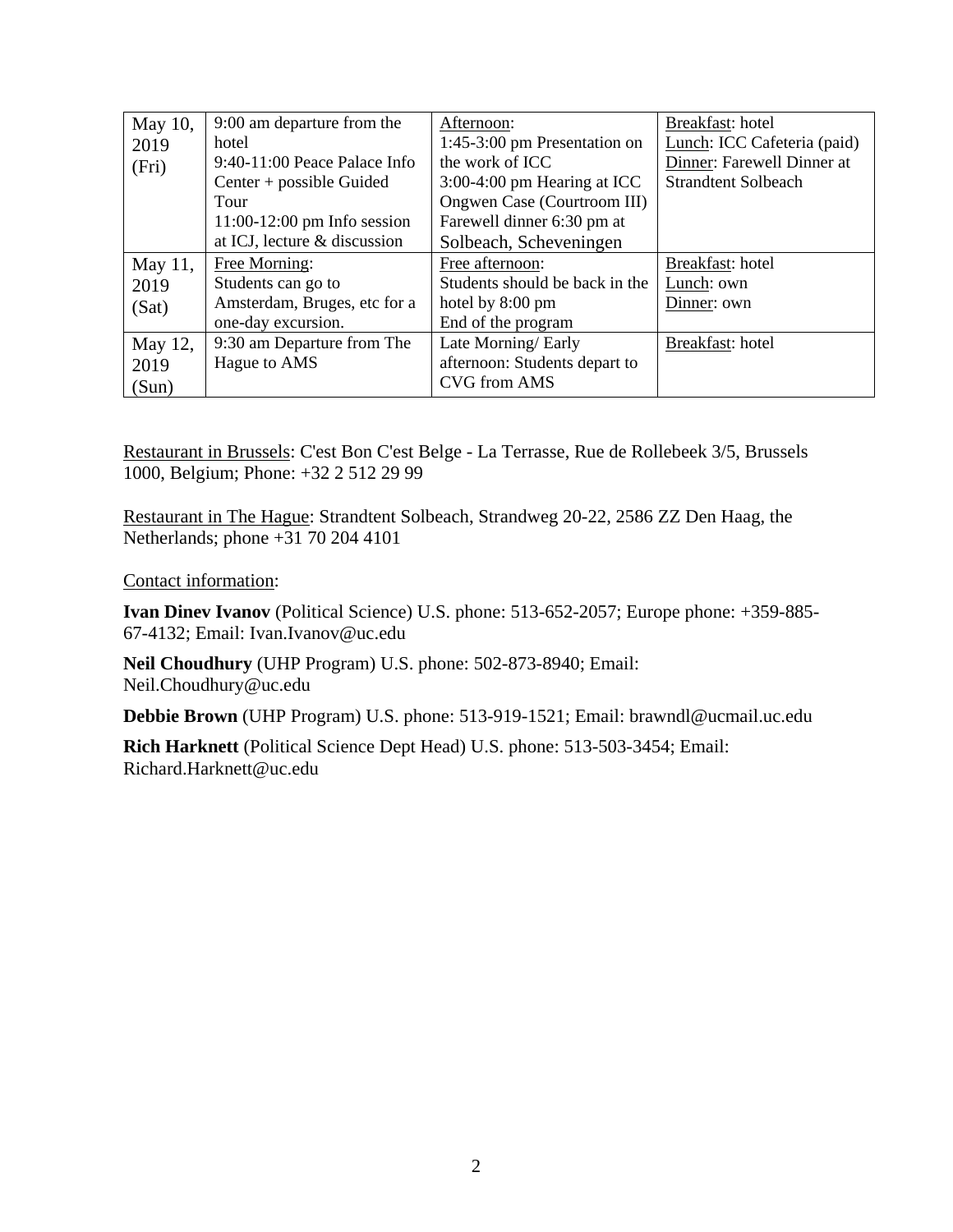| | | | |
|---|---|---|---|
| May 10, 2019 (Fri) | 9:00 am departure from the hotel<br>9:40-11:00 Peace Palace Info Center + possible Guided Tour<br>11:00-12:00 pm Info session at ICJ, lecture & discussion | Afternoon:<br>1:45-3:00 pm Presentation on the work of ICC<br>3:00-4:00 pm Hearing at ICC Ongwen Case (Courtroom III)<br>Farewell dinner 6:30 pm at Solbeach, Scheveningen | Breakfast: hotel<br>Lunch: ICC Cafeteria (paid)<br>Dinner: Farewell Dinner at Strandtent Solbeach |
| May 11, 2019 (Sat) | Free Morning:<br>Students can go to Amsterdam, Bruges, etc for a one-day excursion. | Free afternoon:<br>Students should be back in the hotel by 8:00 pm<br>End of the program | Breakfast: hotel<br>Lunch: own<br>Dinner: own |
| May 12, 2019 (Sun) | 9:30 am Departure from The Hague to AMS | Late Morning/ Early afternoon: Students depart to CVG from AMS | Breakfast: hotel |

Restaurant in Brussels: C'est Bon C'est Belge - La Terrasse, Rue de Rollebeek 3/5, Brussels 1000, Belgium; Phone: +32 2 512 29 99

Restaurant in The Hague: Strandtent Solbeach, Strandweg 20-22, 2586 ZZ Den Haag, the Netherlands; phone +31 70 204 4101

Contact information:

**Ivan Dinev Ivanov** (Political Science) U.S. phone: 513-652-2057; Europe phone: +359-885-67-4132; Email: Ivan.Ivanov@uc.edu

**Neil Choudhury** (UHP Program) U.S. phone: 502-873-8940; Email: Neil.Choudhury@uc.edu

**Debbie Brown** (UHP Program) U.S. phone: 513-919-1521; Email: brawndl@ucmail.uc.edu

**Rich Harknett** (Political Science Dept Head) U.S. phone: 513-503-3454; Email: Richard.Harknett@uc.edu